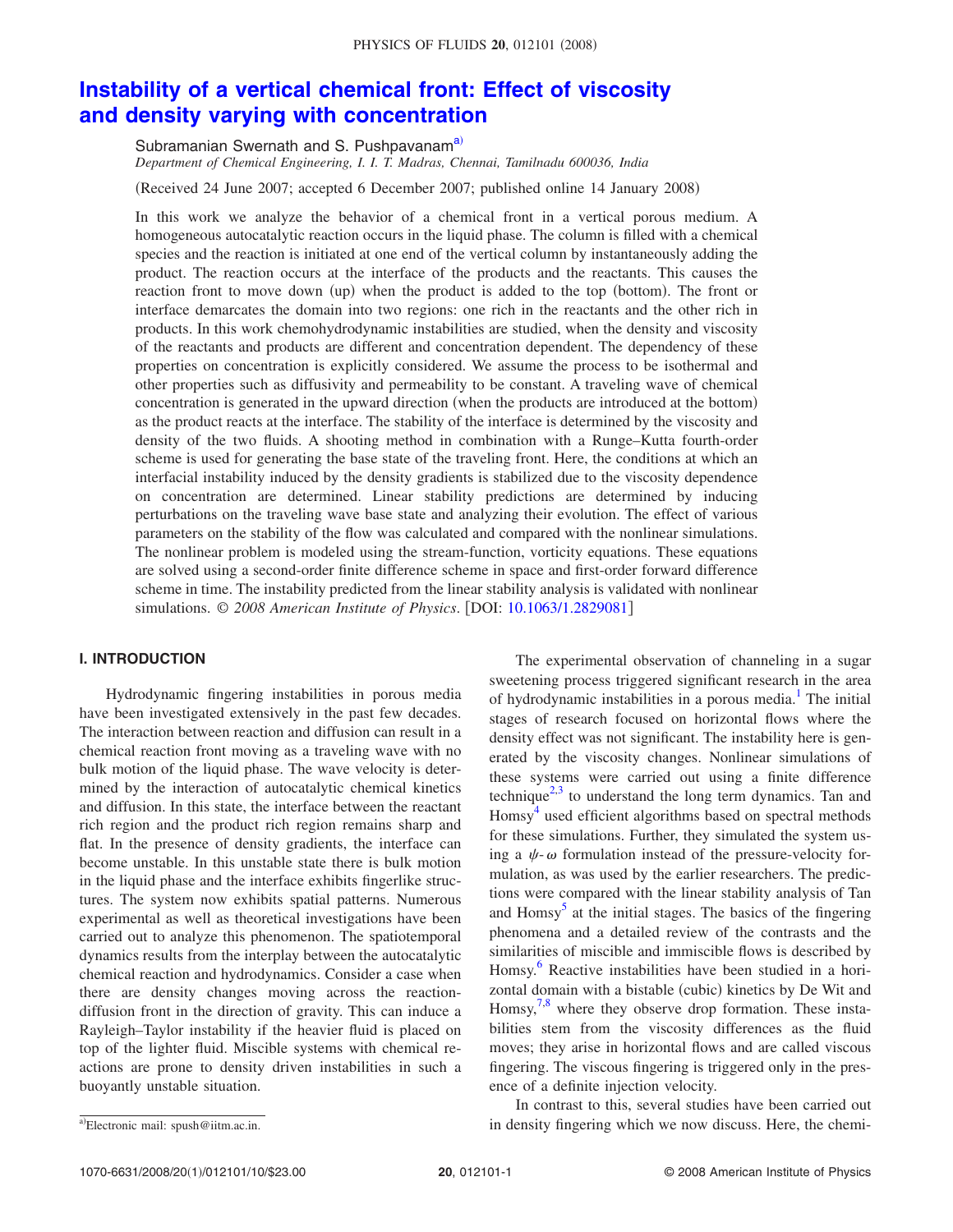# Instability of a vertical chemical front: Effect of viscosity and density varying with concentration

Subramanian Swernath and S. Pushpavanam[a)]

*Department of Chemical Engineering, I. I. T. Madras, Chennai, Tamilnadu 600036, India*

(Received 24 June 2007; accepted 6 December 2007; published online 14 January 2008)

In this work we analyze the behavior of a chemical front in a vertical porous medium. A homogeneous autocatalytic reaction occurs in the liquid phase. The column is filled with a chemical species and the reaction is initiated at one end of the vertical column by instantaneously adding the product. The reaction occurs at the interface of the products and the reactants. This causes the reaction front to move down (up) when the product is added to the top (bottom). The front or interface demarcates the domain into two regions: one rich in the reactants and the other rich in products. In this work chemohydrodynamic instabilities are studied, when the density and viscosity of the reactants and products are different and concentration dependent. The dependency of these properties on concentration is explicitly considered. We assume the process to be isothermal and other properties such as diffusivity and permeability to be constant. A traveling wave of chemical concentration is generated in the upward direction (when the products are introduced at the bottom) as the product reacts at the interface. The stability of the interface is determined by the viscosity and density of the two fluids. A shooting method in combination with a Runge–Kutta fourth-order scheme is used for generating the base state of the traveling front. Here, the conditions at which an interfacial instability induced by the density gradients is stabilized due to the viscosity dependence on concentration are determined. Linear stability predictions are determined by inducing perturbations on the traveling wave base state and analyzing their evolution. The effect of various parameters on the stability of the flow was calculated and compared with the nonlinear simulations. The nonlinear problem is modeled using the stream-function, vorticity equations. These equations are solved using a second-order finite difference scheme in space and first-order forward difference scheme in time. The instability predicted from the linear stability analysis is validated with nonlinear simulations. © *2008 American Institute of Physics*. [DOI: 10.1063/1.2829081]

## I. INTRODUCTION

Hydrodynamic fingering instabilities in porous media have been investigated extensively in the past few decades. The interaction between reaction and diffusion can result in a chemical reaction front moving as a traveling wave with no bulk motion of the liquid phase. The wave velocity is determined by the interaction of autocatalytic chemical kinetics and diffusion. In this state, the interface between the reactant rich region and the product rich region remains sharp and flat. In the presence of density gradients, the interface can become unstable. In this unstable state there is bulk motion in the liquid phase and the interface exhibits fingerlike structures. The system now exhibits spatial patterns. Numerous experimental as well as theoretical investigations have been carried out to analyze this phenomenon. The spatiotemporal dynamics results from the interplay between the autocatalytic chemical reaction and hydrodynamics. Consider a case when there are density changes moving across the reaction-diffusion front in the direction of gravity. This can induce a Rayleigh–Taylor instability if the heavier fluid is placed on top of the lighter fluid. Miscible systems with chemical reactions are prone to density driven instabilities in such a buoyantly unstable situation.

The experimental observation of channeling in a sugar sweetening process triggered significant research in the area of hydrodynamic instabilities in a porous media.[1] The initial stages of research focused on horizontal flows where the density effect was not significant. The instability here is generated by the viscosity changes. Nonlinear simulations of these systems were carried out using a finite difference technique[2,3] to understand the long term dynamics. Tan and Homsy[4] used efficient algorithms based on spectral methods for these simulations. Further, they simulated the system using a $\psi$-$\omega$ formulation instead of the pressure-velocity formulation, as was used by the earlier researchers. The predictions were compared with the linear stability analysis of Tan and Homsy[5] at the initial stages. The basics of the fingering phenomena and a detailed review of the contrasts and the similarities of miscible and immiscible flows is described by Homsy.[6] Reactive instabilities have been studied in a horizontal domain with a bistable (cubic) kinetics by De Wit and Homsy,[7,8] where they observe drop formation. These instabilities stem from the viscosity differences as the fluid moves; they arise in horizontal flows and are called viscous fingering. The viscous fingering is triggered only in the presence of a definite injection velocity.

In contrast to this, several studies have been carried out in density fingering which we now discuss. Here, the chemi-

[a)]Electronic mail: spush@iitm.ac.in.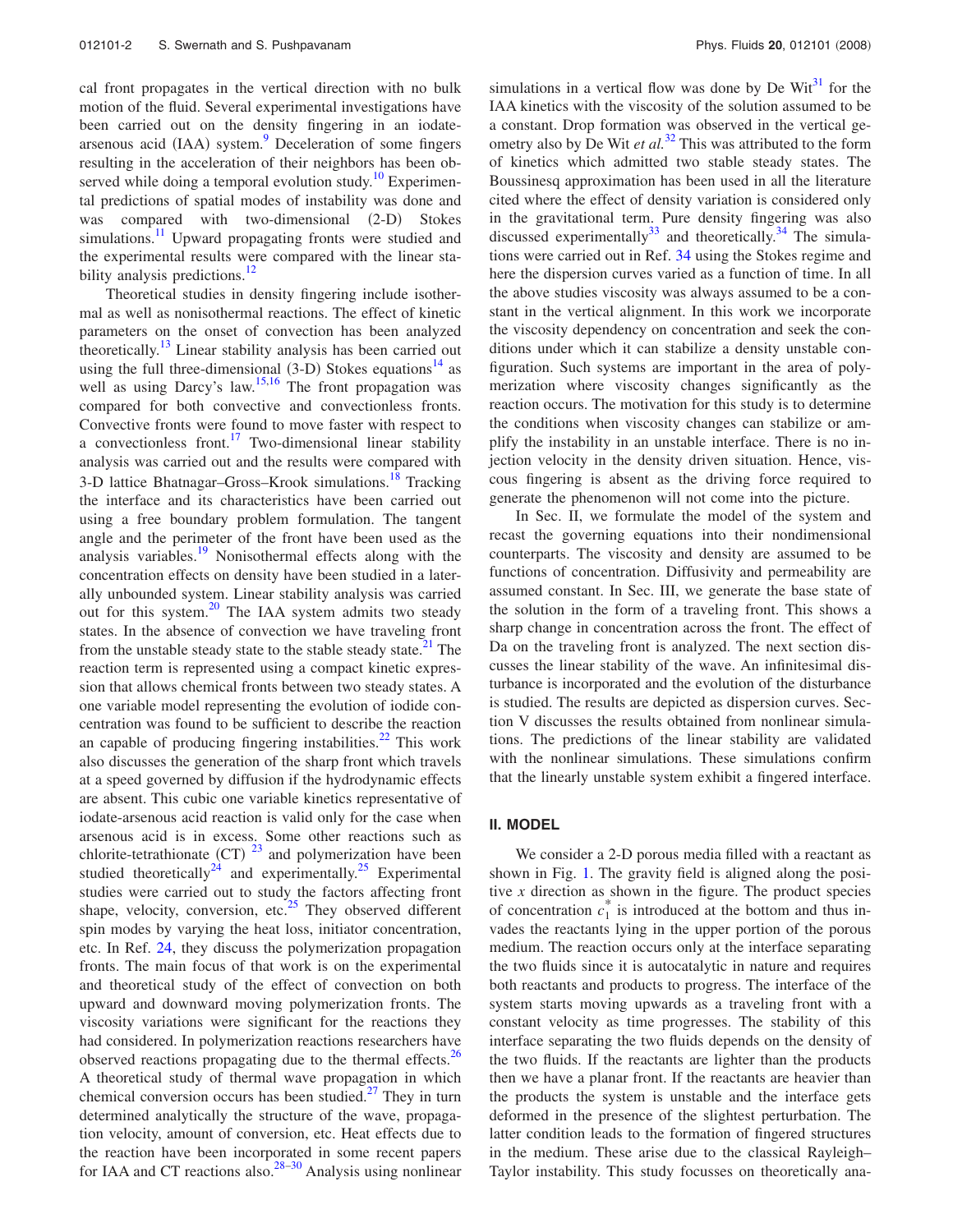cal front propagates in the vertical direction with no bulk motion of the fluid. Several experimental investigations have been carried out on the density fingering in an iodate-arsenous acid (IAA) system.[9] Deceleration of some fingers resulting in the acceleration of their neighbors has been observed while doing a temporal evolution study.[10] Experimental predictions of spatial modes of instability was done and was compared with two-dimensional (2-D) Stokes simulations.[11] Upward propagating fronts were studied and the experimental results were compared with the linear stability analysis predictions.[12]

Theoretical studies in density fingering include isothermal as well as nonisothermal reactions. The effect of kinetic parameters on the onset of convection has been analyzed theoretically.[13] Linear stability analysis has been carried out using the full three-dimensional (3-D) Stokes equations[14] as well as using Darcy's law.[15,16] The front propagation was compared for both convective and convectionless fronts. Convective fronts were found to move faster with respect to a convectionless front.[17] Two-dimensional linear stability analysis was carried out and the results were compared with 3-D lattice Bhatnagar–Gross–Krook simulations.[18] Tracking the interface and its characteristics have been carried out using a free boundary problem formulation. The tangent angle and the perimeter of the front have been used as the analysis variables.[19] Nonisothermal effects along with the concentration effects on density have been studied in a laterally unbounded system. Linear stability analysis was carried out for this system.[20] The IAA system admits two steady states. In the absence of convection we have traveling front from the unstable steady state to the stable steady state.[21] The reaction term is represented using a compact kinetic expression that allows chemical fronts between two steady states. A one variable model representing the evolution of iodide concentration was found to be sufficient to describe the reaction an capable of producing fingering instabilities.[22] This work also discusses the generation of the sharp front which travels at a speed governed by diffusion if the hydrodynamic effects are absent. This cubic one variable kinetics representative of iodate-arsenous acid reaction is valid only for the case when arsenous acid is in excess. Some other reactions such as chlorite-tetrathionate (CT) [23] and polymerization have been studied theoretically[24] and experimentally.[25] Experimental studies were carried out to study the factors affecting front shape, velocity, conversion, etc.[25] They observed different spin modes by varying the heat loss, initiator concentration, etc. In Ref. 24, they discuss the polymerization propagation fronts. The main focus of that work is on the experimental and theoretical study of the effect of convection on both upward and downward moving polymerization fronts. The viscosity variations were significant for the reactions they had considered. In polymerization reactions researchers have observed reactions propagating due to the thermal effects.[26] A theoretical study of thermal wave propagation in which chemical conversion occurs has been studied.[27] They in turn determined analytically the structure of the wave, propagation velocity, amount of conversion, etc. Heat effects due to the reaction have been incorporated in some recent papers for IAA and CT reactions also.[28–30] Analysis using nonlinear simulations in a vertical flow was done by De Wit[31] for the IAA kinetics with the viscosity of the solution assumed to be a constant. Drop formation was observed in the vertical geometry also by De Wit *et al.*[32] This was attributed to the form of kinetics which admitted two stable steady states. The Boussinesq approximation has been used in all the literature cited where the effect of density variation is considered only in the gravitational term. Pure density fingering was also discussed experimentally[33] and theoretically.[34] The simulations were carried out in Ref. 34 using the Stokes regime and here the dispersion curves varied as a function of time. In all the above studies viscosity was always assumed to be a constant in the vertical alignment. In this work we incorporate the viscosity dependency on concentration and seek the conditions under which it can stabilize a density unstable configuration. Such systems are important in the area of polymerization where viscosity changes significantly as the reaction occurs. The motivation for this study is to determine the conditions when viscosity changes can stabilize or amplify the instability in an unstable interface. There is no injection velocity in the density driven situation. Hence, viscous fingering is absent as the driving force required to generate the phenomenon will not come into the picture.

In Sec. II, we formulate the model of the system and recast the governing equations into their nondimensional counterparts. The viscosity and density are assumed to be functions of concentration. Diffusivity and permeability are assumed constant. In Sec. III, we generate the base state of the solution in the form of a traveling front. This shows a sharp change in concentration across the front. The effect of Da on the traveling front is analyzed. The next section discusses the linear stability of the wave. An infinitesimal disturbance is incorporated and the evolution of the disturbance is studied. The results are depicted as dispersion curves. Section V discusses the results obtained from nonlinear simulations. The predictions of the linear stability are validated with the nonlinear simulations. These simulations confirm that the linearly unstable system exhibit a fingered interface.

## II. MODEL

We consider a 2-D porous media filled with a reactant as shown in Fig. 1. The gravity field is aligned along the positive $x$ direction as shown in the figure. The product species of concentration $c_1^*$ is introduced at the bottom and thus invades the reactants lying in the upper portion of the porous medium. The reaction occurs only at the interface separating the two fluids since it is autocatalytic in nature and requires both reactants and products to progress. The interface of the system starts moving upwards as a traveling front with a constant velocity as time progresses. The stability of this interface separating the two fluids depends on the density of the two fluids. If the reactants are lighter than the products then we have a planar front. If the reactants are heavier than the products the system is unstable and the interface gets deformed in the presence of the slightest perturbation. The latter condition leads to the formation of fingered structures in the medium. These arise due to the classical Rayleigh–Taylor instability. This study focusses on theoretically ana-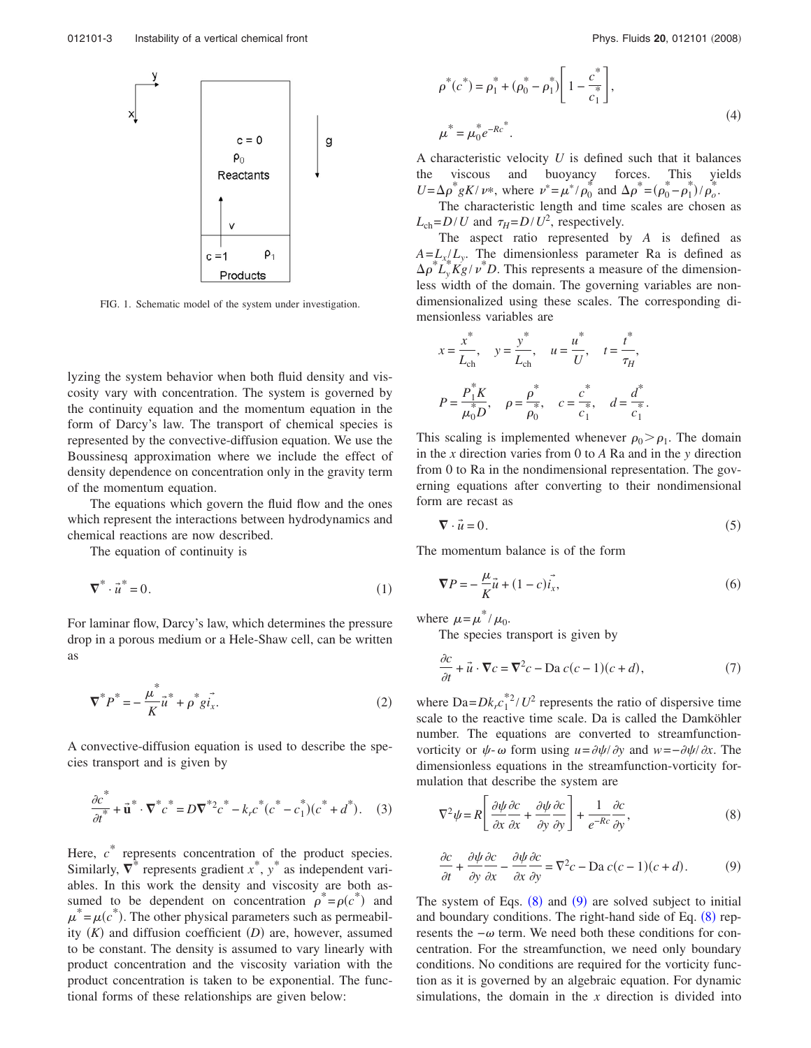FIG. 1. Schematic model of the system under investigation.

lyzing the system behavior when both fluid density and viscosity vary with concentration. The system is governed by the continuity equation and the momentum equation in the form of Darcy's law. The transport of chemical species is represented by the convective-diffusion equation. We use the Boussinesq approximation where we include the effect of density dependence on concentration only in the gravity term of the momentum equation.

The equations which govern the fluid flow and the ones which represent the interactions between hydrodynamics and chemical reactions are now described.

The equation of continuity is

$$\nabla^* \cdot \vec{u}^* = 0. \tag{1}$$

For laminar flow, Darcy's law, which determines the pressure drop in a porous medium or a Hele-Shaw cell, can be written as

$$\nabla^* P^* = -\frac{\mu^*}{K}\vec{u}^* + \rho^* g \vec{i_x}. \tag{2}$$

A convective-diffusion equation is used to describe the species transport and is given by

$$\frac{\partial c^*}{\partial t^*} + \vec{\mathbf{u}}^* \cdot \nabla^* c^* = D\nabla^{*2} c^* - k_r c^*(c^* - c_1^*)(c^* + d^*). \tag{3}$$

Here, $c^*$ represents concentration of the product species. Similarly, $\nabla^*$ represents gradient $x^*$, $y^*$ as independent variables. In this work the density and viscosity are both assumed to be dependent on concentration $\rho^* = \rho(c^*)$ and $\mu^* = \mu(c^*)$. The other physical parameters such as permeability ($K$) and diffusion coefficient ($D$) are, however, assumed to be constant. The density is assumed to vary linearly with product concentration and the viscosity variation with the product concentration is taken to be exponential. The functional forms of these relationships are given below:

$$\rho^*(c^*) = \rho_1^* + (\rho_0^* - \rho_1^*)\left[1 - \frac{c^*}{c_1^*}\right],$$
$$\mu^* = \mu_0^* e^{-Rc^*}. \tag{4}$$

A characteristic velocity $U$ is defined such that it balances the viscous and buoyancy forces. This yields $U = \Delta\rho^* gK/\nu^*$, where $\nu^* = \mu^*/\rho_0^*$ and $\Delta\rho^* = (\rho_0^* - \rho_1^*)/\rho_o^*$.

The characteristic length and time scales are chosen as $L_{\text{ch}} = D/U$ and $\tau_H = D/U^2$, respectively.

The aspect ratio represented by $A$ is defined as $A = L_x/L_y$. The dimensionless parameter Ra is defined as $\Delta\rho^* L_y^* Kg/\nu^* D$. This represents a measure of the dimensionless width of the domain. The governing variables are nondimensionalized using these scales. The corresponding dimensionless variables are

$$x = \frac{x^*}{L_{\text{ch}}}, \quad y = \frac{y^*}{L_{\text{ch}}}, \quad u = \frac{u^*}{U}, \quad t = \frac{t^*}{\tau_H},$$

$$P = \frac{P_1^* K}{\mu_0^* D}, \quad \rho = \frac{\rho^*}{\rho_0^*}, \quad c = \frac{c^*}{c_1^*}, \quad d = \frac{d^*}{c_1^*}.$$

This scaling is implemented whenever $\rho_0 > \rho_1$. The domain in the $x$ direction varies from 0 to $A$ Ra and in the $y$ direction from 0 to Ra in the nondimensional representation. The governing equations after converting to their nondimensional form are recast as

$$\nabla \cdot \vec{u} = 0. \tag{5}$$

The momentum balance is of the form

$$\nabla P = -\frac{\mu}{K}\vec{u} + (1 - c)\vec{i_x}, \tag{6}$$

where $\mu = \mu^*/\mu_0$.

The species transport is given by

$$\frac{\partial c}{\partial t} + \vec{u} \cdot \nabla c = \nabla^2 c - \text{Da}\, c(c-1)(c+d), \tag{7}$$

where $\text{Da} = Dk_r c_1^{*2}/U^2$ represents the ratio of dispersive time scale to the reactive time scale. Da is called the Damköhler number. The equations are converted to streamfunction-vorticity or $\psi$-$\omega$ form using $u = \partial\psi/\partial y$ and $w = -\partial\psi/\partial x$. The dimensionless equations in the streamfunction-vorticity formulation that describe the system are

$$\nabla^2 \psi = R\left[\frac{\partial\psi}{\partial x}\frac{\partial c}{\partial x} + \frac{\partial\psi}{\partial y}\frac{\partial c}{\partial y}\right] + \frac{1}{e^{-Rc}}\frac{\partial c}{\partial y}, \tag{8}$$

$$\frac{\partial c}{\partial t} + \frac{\partial\psi}{\partial y}\frac{\partial c}{\partial x} - \frac{\partial\psi}{\partial x}\frac{\partial c}{\partial y} = \nabla^2 c - \text{Da}\, c(c-1)(c+d). \tag{9}$$

The system of Eqs. (8) and (9) are solved subject to initial and boundary conditions. The right-hand side of Eq. (8) represents the $-\omega$ term. We need both these conditions for concentration. For the streamfunction, we need only boundary conditions. No conditions are required for the vorticity function as it is governed by an algebraic equation. For dynamic simulations, the domain in the $x$ direction is divided into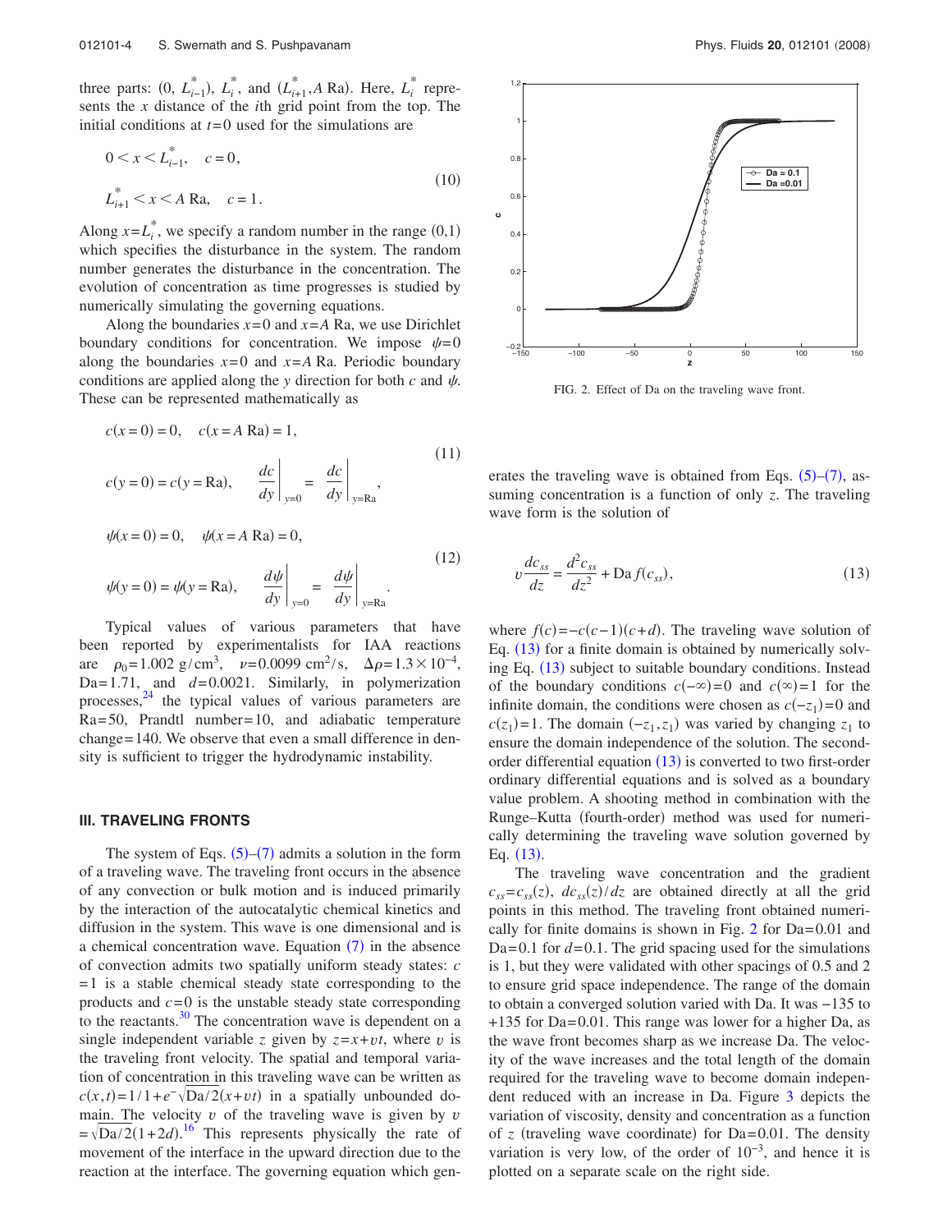three parts: $(0, L_{i-1}^*)$, $L_i^*$, and $(L_{i+1}^*, A\,\text{Ra})$. Here, $L_i^*$ represents the $x$ distance of the $i$th grid point from the top. The initial conditions at $t=0$ used for the simulations are

$$
\begin{aligned}
&0 < x < L_{i-1}^*, \quad c = 0, \\
&L_{i+1}^* < x < A\,\text{Ra}, \quad c = 1.
\end{aligned}
\tag{10}
$$

Along $x=L_i^*$, we specify a random number in the range (0,1) which specifies the disturbance in the system. The random number generates the disturbance in the concentration. The evolution of concentration as time progresses is studied by numerically simulating the governing equations.

Along the boundaries $x=0$ and $x=A\,\text{Ra}$, we use Dirichlet boundary conditions for concentration. We impose $\psi=0$ along the boundaries $x=0$ and $x=A\,\text{Ra}$. Periodic boundary conditions are applied along the $y$ direction for both $c$ and $\psi$. These can be represented mathematically as

$$
\begin{aligned}
&c(x=0)=0, \quad c(x=A\,\text{Ra})=1, \\
&c(y=0)=c(y=\text{Ra}), \quad \left.\frac{dc}{dy}\right|_{y=0} = \left.\frac{dc}{dy}\right|_{y=\text{Ra}},
\end{aligned}
\tag{11}
$$

$$
\begin{aligned}
&\psi(x=0)=0, \quad \psi(x=A\,\text{Ra})=0, \\
&\psi(y=0)=\psi(y=\text{Ra}), \quad \left.\frac{d\psi}{dy}\right|_{y=0} = \left.\frac{d\psi}{dy}\right|_{y=\text{Ra}}.
\end{aligned}
\tag{12}
$$

Typical values of various parameters that have been reported by experimentalists for IAA reactions are $\rho_0=1.002\ \text{g/cm}^3$, $\nu=0.0099\ \text{cm}^2/\text{s}$, $\Delta\rho=1.3\times10^{-4}$, $\text{Da}=1.71$, and $d=0.0021$. Similarly, in polymerization processes,[24] the typical values of various parameters are $\text{Ra}=50$, Prandtl number$=10$, and adiabatic temperature change$=140$. We observe that even a small difference in density is sufficient to trigger the hydrodynamic instability.

### III. TRAVELING FRONTS

The system of Eqs. (5)–(7) admits a solution in the form of a traveling wave. The traveling front occurs in the absence of any convection or bulk motion and is induced primarily by the interaction of the autocatalytic chemical kinetics and diffusion in the system. This wave is one dimensional and is a chemical concentration wave. Equation (7) in the absence of convection admits two spatially uniform steady states: $c=1$ is a stable chemical steady state corresponding to the products and $c=0$ is the unstable steady state corresponding to the reactants.[30] The concentration wave is dependent on a single independent variable $z$ given by $z=x+vt$, where $v$ is the traveling front velocity. The spatial and temporal variation of concentration in this traveling wave can be written as $c(x,t)=1/1+e^{-\sqrt{\text{Da}/2}(x+vt)}$ in a spatially unbounded domain. The velocity $v$ of the traveling wave is given by $v=\sqrt{\text{Da}/2}(1+2d)$.[16] This represents physically the rate of movement of the interface in the upward direction due to the reaction at the interface. The governing equation which generates the traveling wave is obtained from Eqs. (5)–(7), assuming concentration is a function of only $z$. The traveling wave form is the solution of

FIG. 2. Effect of Da on the traveling wave front.

$$
v\frac{dc_{ss}}{dz} = \frac{d^2 c_{ss}}{dz^2} + \text{Da}\,f(c_{ss}),
\tag{13}
$$

where $f(c)=-c(c-1)(c+d)$. The traveling wave solution of Eq. (13) for a finite domain is obtained by numerically solving Eq. (13) subject to suitable boundary conditions. Instead of the boundary conditions $c(-\infty)=0$ and $c(\infty)=1$ for the infinite domain, the conditions were chosen as $c(-z_1)=0$ and $c(z_1)=1$. The domain $(-z_1, z_1)$ was varied by changing $z_1$ to ensure the domain independence of the solution. The second-order differential equation (13) is converted to two first-order ordinary differential equations and is solved as a boundary value problem. A shooting method in combination with the Runge–Kutta (fourth-order) method was used for numerically determining the traveling wave solution governed by Eq. (13).

The traveling wave concentration and the gradient $c_{ss}=c_{ss}(z)$, $dc_{ss}(z)/dz$ are obtained directly at all the grid points in this method. The traveling front obtained numerically for finite domains is shown in Fig. 2 for $\text{Da}=0.01$ and $\text{Da}=0.1$ for $d=0.1$. The grid spacing used for the simulations is 1, but they were validated with other spacings of 0.5 and 2 to ensure grid space independence. The range of the domain to obtain a converged solution varied with Da. It was $-135$ to $+135$ for $\text{Da}=0.01$. This range was lower for a higher Da, as the wave front becomes sharp as we increase Da. The velocity of the wave increases and the total length of the domain required for the traveling wave to become domain independent reduced with an increase in Da. Figure 3 depicts the variation of viscosity, density and concentration as a function of $z$ (traveling wave coordinate) for $\text{Da}=0.01$. The density variation is very low, of the order of $10^{-3}$, and hence it is plotted on a separate scale on the right side.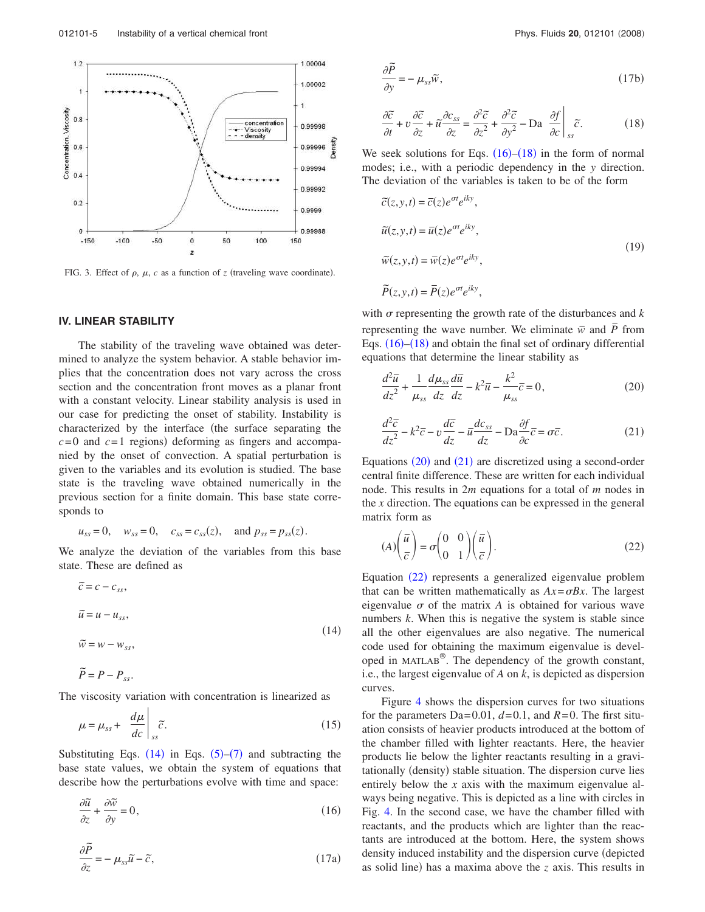FIG. 3. Effect of $\rho$, $\mu$, $c$ as a function of $z$ (traveling wave coordinate).

## IV. LINEAR STABILITY

The stability of the traveling wave obtained was determined to analyze the system behavior. A stable behavior implies that the concentration does not vary across the cross section and the concentration front moves as a planar front with a constant velocity. Linear stability analysis is used in our case for predicting the onset of stability. Instability is characterized by the interface (the surface separating the $c=0$ and $c=1$ regions) deforming as fingers and accompanied by the onset of convection. A spatial perturbation is given to the variables and its evolution is studied. The base state is the traveling wave obtained numerically in the previous section for a finite domain. This base state corresponds to

$$u_{ss}=0, \quad w_{ss}=0, \quad c_{ss}=c_{ss}(z), \quad \text{and } p_{ss}=p_{ss}(z).$$

We analyze the deviation of the variables from this base state. These are defined as

$$\begin{aligned}
\tilde{c} &= c - c_{ss}, \\
\tilde{u} &= u - u_{ss}, \\
\tilde{w} &= w - w_{ss}, \\
\tilde{P} &= P - P_{ss}.
\end{aligned} \tag{14}$$

The viscosity variation with concentration is linearized as

$$\mu = \mu_{ss} + \left.\frac{d\mu}{dc}\right|_{ss} \tilde{c}. \tag{15}$$

Substituting Eqs. (14) in Eqs. (5)–(7) and subtracting the base state values, we obtain the system of equations that describe how the perturbations evolve with time and space:

$$\frac{\partial \tilde{u}}{\partial z} + \frac{\partial \tilde{w}}{\partial y} = 0, \tag{16}$$

$$\frac{\partial \tilde{P}}{\partial z} = -\mu_{ss}\tilde{u} - \tilde{c}, \tag{17a}$$

$$\frac{\partial \tilde{P}}{\partial y} = -\mu_{ss}\tilde{w}, \tag{17b}$$

$$\frac{\partial \tilde{c}}{\partial t} + v\frac{\partial \tilde{c}}{\partial z} + \tilde{u}\frac{\partial c_{ss}}{\partial z} = \frac{\partial^2 \tilde{c}}{\partial z^2} + \frac{\partial^2 \tilde{c}}{\partial y^2} - \text{Da}\left.\frac{\partial f}{\partial c}\right|_{ss}\tilde{c}. \tag{18}$$

We seek solutions for Eqs. (16)–(18) in the form of normal modes; i.e., with a periodic dependency in the $y$ direction. The deviation of the variables is taken to be of the form

$$\begin{aligned}
\tilde{c}(z,y,t) &= \bar{c}(z)e^{\sigma t}e^{iky}, \\
\tilde{u}(z,y,t) &= \bar{u}(z)e^{\sigma t}e^{iky}, \\
\tilde{w}(z,y,t) &= \bar{w}(z)e^{\sigma t}e^{iky}, \\
\tilde{P}(z,y,t) &= \bar{P}(z)e^{\sigma t}e^{iky},
\end{aligned} \tag{19}$$

with $\sigma$ representing the growth rate of the disturbances and $k$ representing the wave number. We eliminate $\bar{w}$ and $\bar{P}$ from Eqs. (16)–(18) and obtain the final set of ordinary differential equations that determine the linear stability as

$$\frac{d^2\bar{u}}{dz^2} + \frac{1}{\mu_{ss}}\frac{d\mu_{ss}}{dz}\frac{d\bar{u}}{dz} - k^2\bar{u} - \frac{k^2}{\mu_{ss}}\bar{c} = 0, \tag{20}$$

$$\frac{d^2\bar{c}}{dz^2} - k^2\bar{c} - v\frac{d\bar{c}}{dz} - \bar{u}\frac{dc_{ss}}{dz} - \text{Da}\frac{\partial f}{\partial c}\bar{c} = \sigma\bar{c}. \tag{21}$$

Equations (20) and (21) are discretized using a second-order central finite difference. These are written for each individual node. This results in $2m$ equations for a total of $m$ nodes in the $x$ direction. The equations can be expressed in the general matrix form as

$$(A)\begin{pmatrix}\bar{u}\\ \bar{c}\end{pmatrix} = \sigma\begin{pmatrix}0 & 0\\ 0 & 1\end{pmatrix}\begin{pmatrix}\bar{u}\\ \bar{c}\end{pmatrix}. \tag{22}$$

Equation (22) represents a generalized eigenvalue problem that can be written mathematically as $Ax=\sigma Bx$. The largest eigenvalue $\sigma$ of the matrix $A$ is obtained for various wave numbers $k$. When this is negative the system is stable since all the other eigenvalues are also negative. The numerical code used for obtaining the maximum eigenvalue is developed in MATLAB®. The dependency of the growth constant, i.e., the largest eigenvalue of $A$ on $k$, is depicted as dispersion curves.

Figure 4 shows the dispersion curves for two situations for the parameters $\text{Da}=0.01$, $d=0.1$, and $R=0$. The first situation consists of heavier products introduced at the bottom of the chamber filled with lighter reactants. Here, the heavier products lie below the lighter reactants resulting in a gravitationally (density) stable situation. The dispersion curve lies entirely below the $x$ axis with the maximum eigenvalue always being negative. This is depicted as a line with circles in Fig. 4. In the second case, we have the chamber filled with reactants, and the products which are lighter than the reactants are introduced at the bottom. Here, the system shows density induced instability and the dispersion curve (depicted as solid line) has a maxima above the $z$ axis. This results in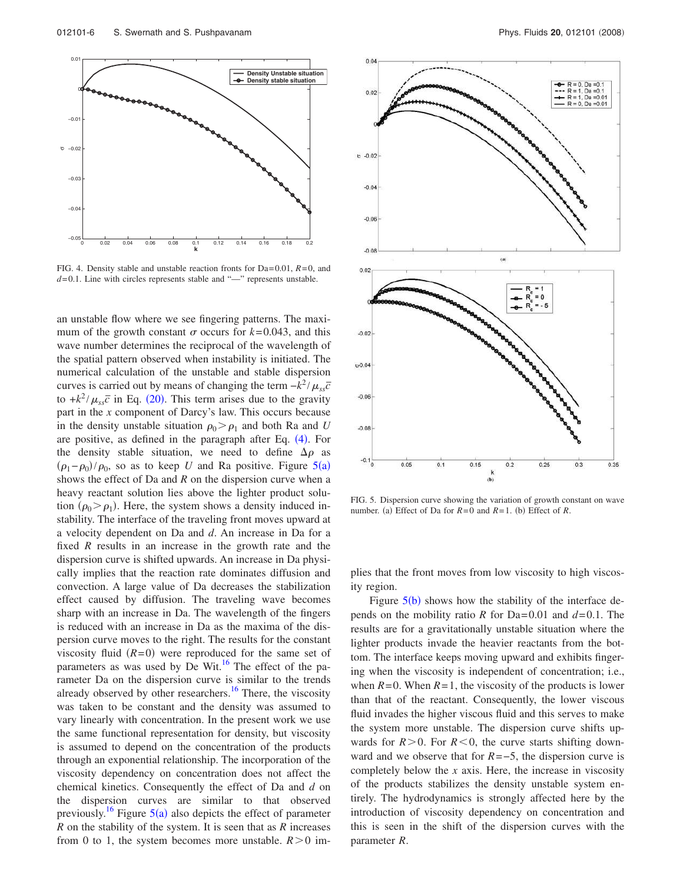FIG. 4. Density stable and unstable reaction fronts for Da=0.01, $R=0$, and $d=0.1$. Line with circles represents stable and "—" represents unstable.

an unstable flow where we see fingering patterns. The maximum of the growth constant $\sigma$ occurs for $k=0.043$, and this wave number determines the reciprocal of the wavelength of the spatial pattern observed when instability is initiated. The numerical calculation of the unstable and stable dispersion curves is carried out by means of changing the term $-k^2/\mu_{ss}\bar{c}$ to $+k^2/\mu_{ss}\bar{c}$ in Eq. (20). This term arises due to the gravity part in the $x$ component of Darcy's law. This occurs because in the density unstable situation $\rho_0 > \rho_1$ and both Ra and $U$ are positive, as defined in the paragraph after Eq. (4). For the density stable situation, we need to define $\Delta\rho$ as $(\rho_1-\rho_0)/\rho_0$, so as to keep $U$ and Ra positive. Figure 5(a) shows the effect of Da and $R$ on the dispersion curve when a heavy reactant solution lies above the lighter product solution ($\rho_0 > \rho_1$). Here, the system shows a density induced instability. The interface of the traveling front moves upward at a velocity dependent on Da and $d$. An increase in Da for a fixed $R$ results in an increase in the growth rate and the dispersion curve is shifted upwards. An increase in Da physically implies that the reaction rate dominates diffusion and convection. A large value of Da decreases the stabilization effect caused by diffusion. The traveling wave becomes sharp with an increase in Da. The wavelength of the fingers is reduced with an increase in Da as the maxima of the dispersion curve moves to the right. The results for the constant viscosity fluid ($R=0$) were reproduced for the same set of parameters as was used by De Wit.[16] The effect of the parameter Da on the dispersion curve is similar to the trends already observed by other researchers.[16] There, the viscosity was taken to be constant and the density was assumed to vary linearly with concentration. In the present work we use the same functional representation for density, but viscosity is assumed to depend on the concentration of the products through an exponential relationship. The incorporation of the viscosity dependency on concentration does not affect the chemical kinetics. Consequently the effect of Da and $d$ on the dispersion curves are similar to that observed previously.[16] Figure 5(a) also depicts the effect of parameter $R$ on the stability of the system. It is seen that as $R$ increases from 0 to 1, the system becomes more unstable. $R>0$ implies that the front moves from low viscosity to high viscosity region.

FIG. 5. Dispersion curve showing the variation of growth constant on wave number. (a) Effect of Da for $R=0$ and $R=1$. (b) Effect of $R$.

Figure 5(b) shows how the stability of the interface depends on the mobility ratio $R$ for Da=0.01 and $d=0.1$. The results are for a gravitationally unstable situation where the lighter products invade the heavier reactants from the bottom. The interface keeps moving upward and exhibits fingering when the viscosity is independent of concentration; i.e., when $R=0$. When $R=1$, the viscosity of the products is lower than that of the reactant. Consequently, the lower viscous fluid invades the higher viscous fluid and this serves to make the system more unstable. The dispersion curve shifts upwards for $R>0$. For $R<0$, the curve starts shifting downward and we observe that for $R=-5$, the dispersion curve is completely below the $x$ axis. Here, the increase in viscosity of the products stabilizes the density unstable system entirely. The hydrodynamics is strongly affected here by the introduction of viscosity dependency on concentration and this is seen in the shift of the dispersion curves with the parameter $R$.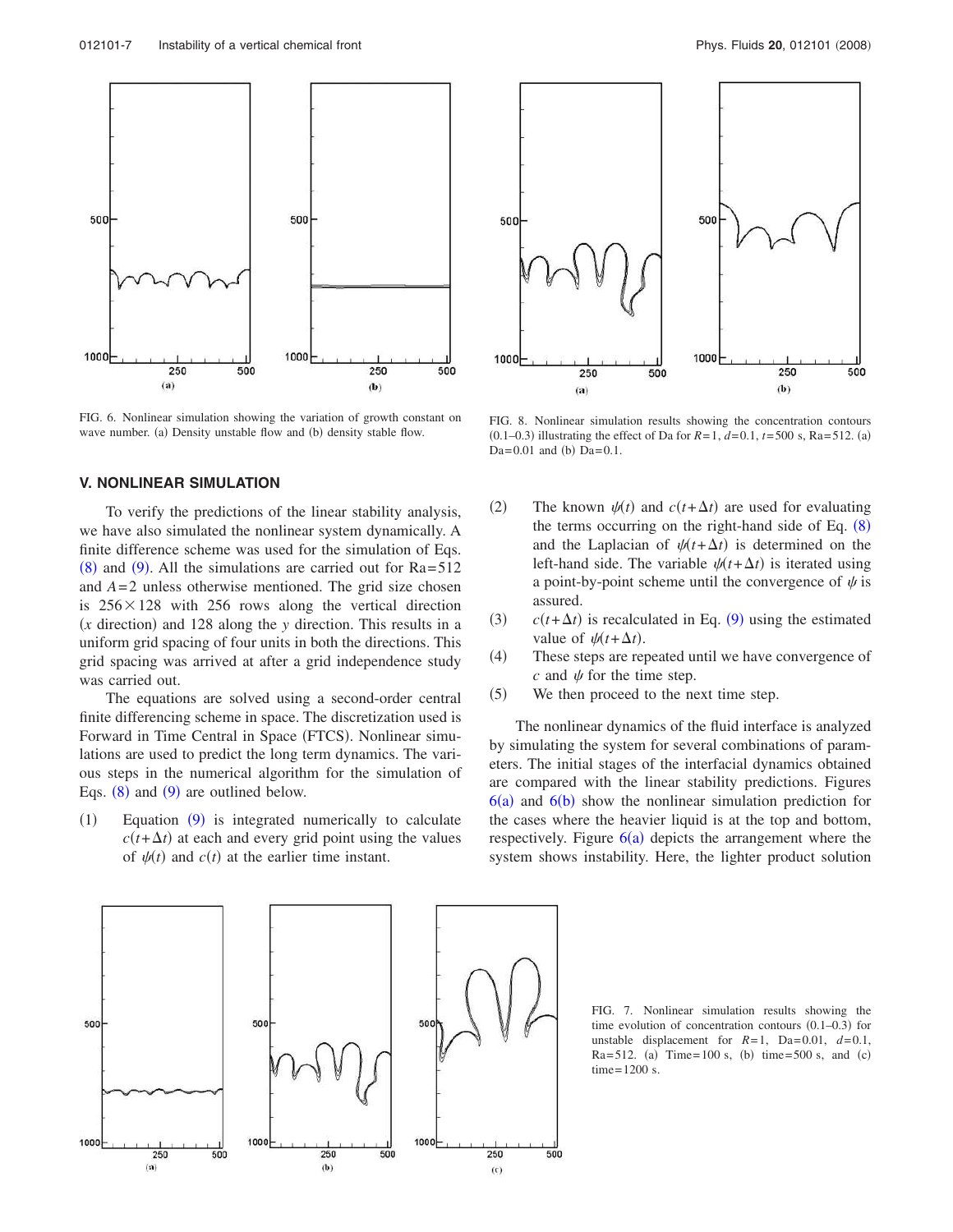FIG. 6. Nonlinear simulation showing the variation of growth constant on wave number. (a) Density unstable flow and (b) density stable flow.

FIG. 8. Nonlinear simulation results showing the concentration contours (0.1–0.3) illustrating the effect of Da for $R=1$, $d=0.1$, $t=500$ s, Ra=512. (a) Da=0.01 and (b) Da=0.1.

## V. NONLINEAR SIMULATION

To verify the predictions of the linear stability analysis, we have also simulated the nonlinear system dynamically. A finite difference scheme was used for the simulation of Eqs. (8) and (9). All the simulations are carried out for Ra=512 and $A=2$ unless otherwise mentioned. The grid size chosen is $256\times128$ with 256 rows along the vertical direction ($x$ direction) and 128 along the $y$ direction. This results in a uniform grid spacing of four units in both the directions. This grid spacing was arrived at after a grid independence study was carried out.

The equations are solved using a second-order central finite differencing scheme in space. The discretization used is Forward in Time Central in Space (FTCS). Nonlinear simulations are used to predict the long term dynamics. The various steps in the numerical algorithm for the simulation of Eqs. (8) and (9) are outlined below.

(1) Equation (9) is integrated numerically to calculate $c(t+\Delta t)$ at each and every grid point using the values of $\psi(t)$ and $c(t)$ at the earlier time instant.

(2) The known $\psi(t)$ and $c(t+\Delta t)$ are used for evaluating the terms occurring on the right-hand side of Eq. (8) and the Laplacian of $\psi(t+\Delta t)$ is determined on the left-hand side. The variable $\psi(t+\Delta t)$ is iterated using a point-by-point scheme until the convergence of $\psi$ is assured.

(3) $c(t+\Delta t)$ is recalculated in Eq. (9) using the estimated value of $\psi(t+\Delta t)$.

(4) These steps are repeated until we have convergence of $c$ and $\psi$ for the time step.

(5) We then proceed to the next time step.

The nonlinear dynamics of the fluid interface is analyzed by simulating the system for several combinations of parameters. The initial stages of the interfacial dynamics obtained are compared with the linear stability predictions. Figures 6(a) and 6(b) show the nonlinear simulation prediction for the cases where the heavier liquid is at the top and bottom, respectively. Figure 6(a) depicts the arrangement where the system shows instability. Here, the lighter product solution

FIG. 7. Nonlinear simulation results showing the time evolution of concentration contours (0.1–0.3) for unstable displacement for $R=1$, Da=0.01, $d=0.1$, Ra=512. (a) Time=100 s, (b) time=500 s, and (c) time=1200 s.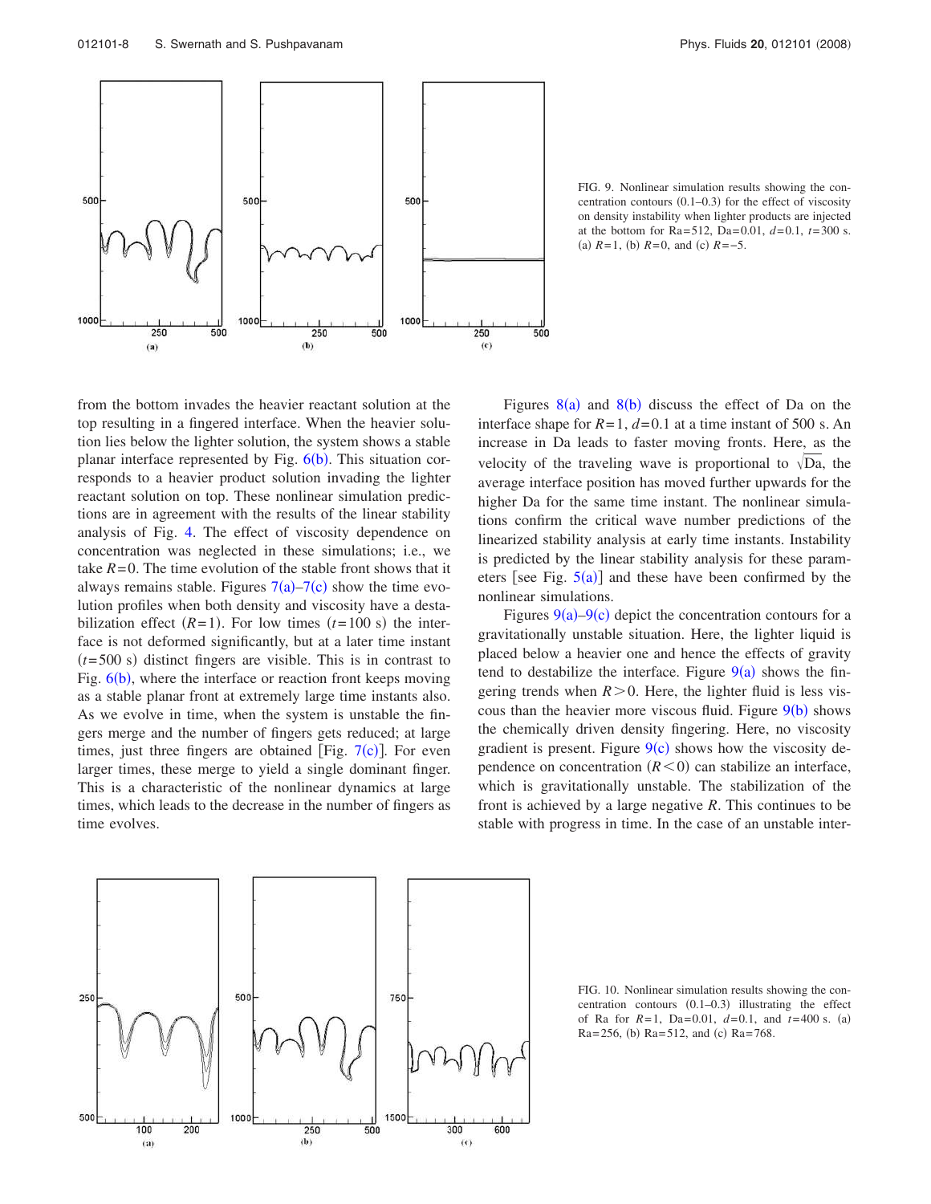FIG. 9. Nonlinear simulation results showing the concentration contours (0.1–0.3) for the effect of viscosity on density instability when lighter products are injected at the bottom for Ra=512, Da=0.01, $d$=0.1, $t$=300 s. (a) $R$=1, (b) $R$=0, and (c) $R$=−5.

from the bottom invades the heavier reactant solution at the top resulting in a fingered interface. When the heavier solution lies below the lighter solution, the system shows a stable planar interface represented by Fig. 6(b). This situation corresponds to a heavier product solution invading the lighter reactant solution on top. These nonlinear simulation predictions are in agreement with the results of the linear stability analysis of Fig. 4. The effect of viscosity dependence on concentration was neglected in these simulations; i.e., we take $R=0$. The time evolution of the stable front shows that it always remains stable. Figures 7(a)–7(c) show the time evolution profiles when both density and viscosity have a destabilization effect ($R=1$). For low times ($t=100$ s) the interface is not deformed significantly, but at a later time instant ($t=500$ s) distinct fingers are visible. This is in contrast to Fig. 6(b), where the interface or reaction front keeps moving as a stable planar front at extremely large time instants also. As we evolve in time, when the system is unstable the fingers merge and the number of fingers gets reduced; at large times, just three fingers are obtained [Fig. 7(c)]. For even larger times, these merge to yield a single dominant finger. This is a characteristic of the nonlinear dynamics at large times, which leads to the decrease in the number of fingers as time evolves.

Figures 8(a) and 8(b) discuss the effect of Da on the interface shape for $R=1$, $d=0.1$ at a time instant of 500 s. An increase in Da leads to faster moving fronts. Here, as the velocity of the traveling wave is proportional to $\sqrt{\mathrm{Da}}$, the average interface position has moved further upwards for the higher Da for the same time instant. The nonlinear simulations confirm the critical wave number predictions of the linearized stability analysis at early time instants. Instability is predicted by the linear stability analysis for these parameters [see Fig. 5(a)] and these have been confirmed by the nonlinear simulations.

Figures 9(a)–9(c) depict the concentration contours for a gravitationally unstable situation. Here, the lighter liquid is placed below a heavier one and hence the effects of gravity tend to destabilize the interface. Figure 9(a) shows the fingering trends when $R>0$. Here, the lighter fluid is less viscous than the heavier more viscous fluid. Figure 9(b) shows the chemically driven density fingering. Here, no viscosity gradient is present. Figure 9(c) shows how the viscosity dependence on concentration ($R<0$) can stabilize an interface, which is gravitationally unstable. The stabilization of the front is achieved by a large negative $R$. This continues to be stable with progress in time. In the case of an unstable inter-

FIG. 10. Nonlinear simulation results showing the concentration contours (0.1–0.3) illustrating the effect of Ra for $R$=1, Da=0.01, $d$=0.1, and $t$=400 s. (a) Ra=256, (b) Ra=512, and (c) Ra=768.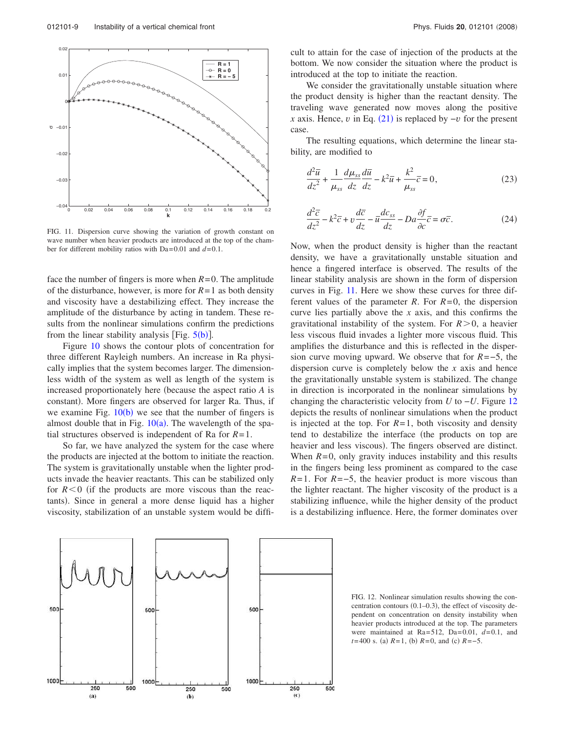FIG. 11. Dispersion curve showing the variation of growth constant on wave number when heavier products are introduced at the top of the chamber for different mobility ratios with Da=0.01 and $d$=0.1.

face the number of fingers is more when $R=0$. The amplitude of the disturbance, however, is more for $R=1$ as both density and viscosity have a destabilizing effect. They increase the amplitude of the disturbance by acting in tandem. These results from the nonlinear simulations confirm the predictions from the linear stability analysis [Fig. 5(b)].

Figure 10 shows the contour plots of concentration for three different Rayleigh numbers. An increase in Ra physically implies that the system becomes larger. The dimensionless width of the system as well as length of the system is increased proportionately here (because the aspect ratio $A$ is constant). More fingers are observed for larger Ra. Thus, if we examine Fig. 10(b) we see that the number of fingers is almost double that in Fig. 10(a). The wavelength of the spatial structures observed is independent of Ra for $R=1$.

So far, we have analyzed the system for the case where the products are injected at the bottom to initiate the reaction. The system is gravitationally unstable when the lighter products invade the heavier reactants. This can be stabilized only for $R<0$ (if the products are more viscous than the reactants). Since in general a more dense liquid has a higher viscosity, stabilization of an unstable system would be difficult to attain for the case of injection of the products at the bottom. We now consider the situation where the product is introduced at the top to initiate the reaction.

We consider the gravitationally unstable situation where the product density is higher than the reactant density. The traveling wave generated now moves along the positive $x$ axis. Hence, $v$ in Eq. (21) is replaced by $-v$ for the present case.

The resulting equations, which determine the linear stability, are modified to

$$\frac{d^2\bar{u}}{dz^2}+\frac{1}{\mu_{ss}}\frac{d\mu_{ss}}{dz}\frac{d\bar{u}}{dz}-k^2\bar{u}+\frac{k^2}{\mu_{ss}}\bar{c}=0, \tag{23}$$

$$\frac{d^2\bar{c}}{dz^2}-k^2\bar{c}+v\frac{d\bar{c}}{dz}-\bar{u}\frac{dc_{ss}}{dz}-Da\frac{\partial f}{\partial c}\bar{c}=\sigma\bar{c}. \tag{24}$$

Now, when the product density is higher than the reactant density, we have a gravitationally unstable situation and hence a fingered interface is observed. The results of the linear stability analysis are shown in the form of dispersion curves in Fig. 11. Here we show these curves for three different values of the parameter $R$. For $R=0$, the dispersion curve lies partially above the $x$ axis, and this confirms the gravitational instability of the system. For $R>0$, a heavier less viscous fluid invades a lighter more viscous fluid. This amplifies the disturbance and this is reflected in the dispersion curve moving upward. We observe that for $R=-5$, the dispersion curve is completely below the $x$ axis and hence the gravitationally unstable system is stabilized. The change in direction is incorporated in the nonlinear simulations by changing the characteristic velocity from $U$ to $-U$. Figure 12 depicts the results of nonlinear simulations when the product is injected at the top. For $R=1$, both viscosity and density tend to destabilize the interface (the products on top are heavier and less viscous). The fingers observed are distinct. When $R=0$, only gravity induces instability and this results in the fingers being less prominent as compared to the case $R=1$. For $R=-5$, the heavier product is more viscous than the lighter reactant. The higher viscosity of the product is a stabilizing influence, while the higher density of the product is a destabilizing influence. Here, the former dominates over

FIG. 12. Nonlinear simulation results showing the concentration contours (0.1–0.3), the effect of viscosity dependent on concentration on density instability when heavier products introduced at the top. The parameters were maintained at Ra=512, Da=0.01, $d$=0.1, and $t$=400 s. (a) $R=1$, (b) $R=0$, and (c) $R=-5$.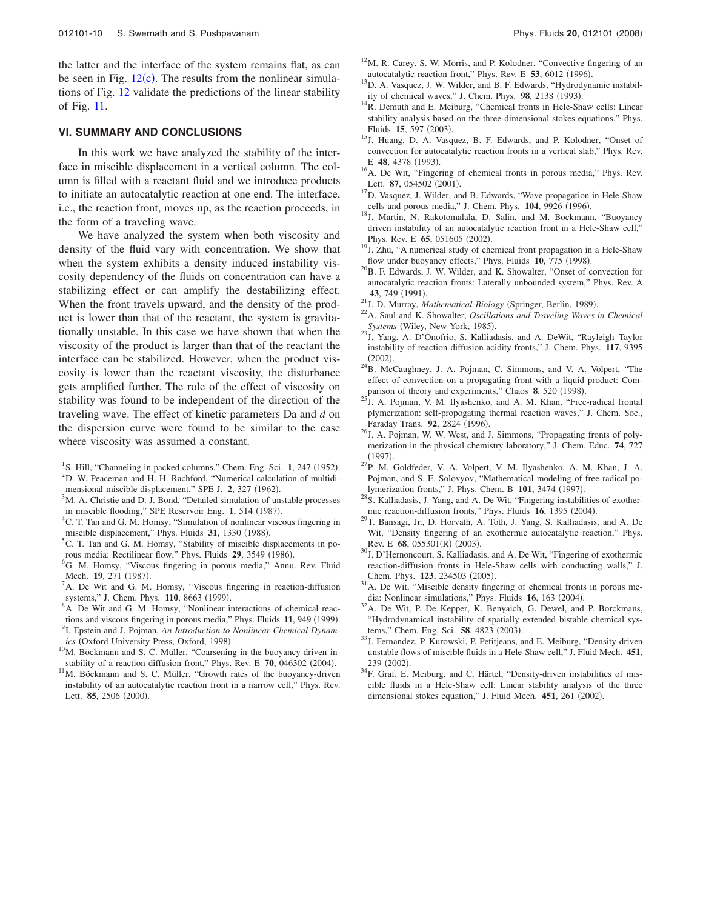the latter and the interface of the system remains flat, as can be seen in Fig. 12(c). The results from the nonlinear simulations of Fig. 12 validate the predictions of the linear stability of Fig. 11.

## VI. SUMMARY AND CONCLUSIONS

In this work we have analyzed the stability of the interface in miscible displacement in a vertical column. The column is filled with a reactant fluid and we introduce products to initiate an autocatalytic reaction at one end. The interface, i.e., the reaction front, moves up, as the reaction proceeds, in the form of a traveling wave.

We have analyzed the system when both viscosity and density of the fluid vary with concentration. We show that when the system exhibits a density induced instability viscosity dependency of the fluids on concentration can have a stabilizing effect or can amplify the destabilizing effect. When the front travels upward, and the density of the product is lower than that of the reactant, the system is gravitationally unstable. In this case we have shown that when the viscosity of the product is larger than that of the reactant the interface can be stabilized. However, when the product viscosity is lower than the reactant viscosity, the disturbance gets amplified further. The role of the effect of viscosity on stability was found to be independent of the direction of the traveling wave. The effect of kinetic parameters Da and $d$ on the dispersion curve were found to be similar to the case where viscosity was assumed a constant.

[1] S. Hill, "Channeling in packed columns," Chem. Eng. Sci. **1**, 247 (1952).
[2] D. W. Peaceman and H. H. Rachford, "Numerical calculation of multidimensional miscible displacement," SPE J. **2**, 327 (1962).
[3] M. A. Christie and D. J. Bond, "Detailed simulation of unstable processes in miscible flooding," SPE Reservoir Eng. **1**, 514 (1987).
[4] C. T. Tan and G. M. Homsy, "Simulation of nonlinear viscous fingering in miscible displacement," Phys. Fluids **31**, 1330 (1988).
[5] C. T. Tan and G. M. Homsy, "Stability of miscible displacements in porous media: Rectilinear flow," Phys. Fluids **29**, 3549 (1986).
[6] G. M. Homsy, "Viscous fingering in porous media," Annu. Rev. Fluid Mech. **19**, 271 (1987).
[7] A. De Wit and G. M. Homsy, "Viscous fingering in reaction-diffusion systems," J. Chem. Phys. **110**, 8663 (1999).
[8] A. De Wit and G. M. Homsy, "Nonlinear interactions of chemical reactions and viscous fingering in porous media," Phys. Fluids **11**, 949 (1999).
[9] I. Epstein and J. Pojman, *An Introduction to Nonlinear Chemical Dynamics* (Oxford University Press, Oxford, 1998).
[10] M. Böckmann and S. C. Müller, "Coarsening in the buoyancy-driven instability of a reaction diffusion front," Phys. Rev. E **70**, 046302 (2004).
[11] M. Böckmann and S. C. Müller, "Growth rates of the buoyancy-driven instability of an autocatalytic reaction front in a narrow cell," Phys. Rev. Lett. **85**, 2506 (2000).
[12] M. R. Carey, S. W. Morris, and P. Kolodner, "Convective fingering of an autocatalytic reaction front," Phys. Rev. E **53**, 6012 (1996).
[13] D. A. Vasquez, J. W. Wilder, and B. F. Edwards, "Hydrodynamic instability of chemical waves," J. Chem. Phys. **98**, 2138 (1993).
[14] R. Demuth and E. Meiburg, "Chemical fronts in Hele-Shaw cells: Linear stability analysis based on the three-dimensional stokes equations." Phys. Fluids **15**, 597 (2003).
[15] J. Huang, D. A. Vasquez, B. F. Edwards, and P. Kolodner, "Onset of convection for autocatalytic reaction fronts in a vertical slab," Phys. Rev. E **48**, 4378 (1993).
[16] A. De Wit, "Fingering of chemical fronts in porous media," Phys. Rev. Lett. **87**, 054502 (2001).
[17] D. Vasquez, J. Wilder, and B. Edwards, "Wave propagation in Hele-Shaw cells and porous media," J. Chem. Phys. **104**, 9926 (1996).
[18] J. Martin, N. Rakotomalala, D. Salin, and M. Böckmann, "Buoyancy driven instability of an autocatalytic reaction front in a Hele-Shaw cell," Phys. Rev. E **65**, 051605 (2002).
[19] J. Zhu, "A numerical study of chemical front propagation in a Hele-Shaw flow under buoyancy effects," Phys. Fluids **10**, 775 (1998).
[20] B. F. Edwards, J. W. Wilder, and K. Showalter, "Onset of convection for autocatalytic reaction fronts: Laterally unbounded system," Phys. Rev. A **43**, 749 (1991).
[21] J. D. Murray, *Mathematical Biology* (Springer, Berlin, 1989).
[22] A. Saul and K. Showalter, *Oscillations and Traveling Waves in Chemical Systems* (Wiley, New York, 1985).
[23] J. Yang, A. D'Onofrio, S. Kalliadasis, and A. DeWit, "Rayleigh–Taylor instability of reaction-diffusion acidity fronts," J. Chem. Phys. **117**, 9395 (2002).
[24] B. McCaughney, J. A. Pojman, C. Simmons, and V. A. Volpert, "The effect of convection on a propagating front with a liquid product: Comparison of theory and experiments," Chaos **8**, 520 (1998).
[25] J. A. Pojman, V. M. Ilyashenko, and A. M. Khan, "Free-radical frontal polymerization: self-propogating thermal reaction waves," J. Chem. Soc., Faraday Trans. **92**, 2824 (1996).
[26] J. A. Pojman, W. W. West, and J. Simmons, "Propagating fronts of polymerization in the physical chemistry laboratory," J. Chem. Educ. **74**, 727 (1997).
[27] P. M. Goldfeder, V. A. Volpert, V. M. Ilyashenko, A. M. Khan, J. A. Pojman, and S. E. Solovyov, "Mathematical modeling of free-radical polymerization fronts," J. Phys. Chem. B **101**, 3474 (1997).
[28] S. Kalliadasis, J. Yang, and A. De Wit, "Fingering instabilities of exothermic reaction-diffusion fronts," Phys. Fluids **16**, 1395 (2004).
[29] T. Bansagi, Jr., D. Horvath, A. Toth, J. Yang, S. Kalliadasis, and A. De Wit, "Density fingering of an exothermic autocatalytic reaction," Phys. Rev. E **68**, 055301(R) (2003).
[30] J. D'Hernoncourt, S. Kalliadasis, and A. De Wit, "Fingering of exothermic reaction-diffusion fronts in Hele-Shaw cells with conducting walls," J. Chem. Phys. **123**, 234503 (2005).
[31] A. De Wit, "Miscible density fingering of chemical fronts in porous media: Nonlinear simulations," Phys. Fluids **16**, 163 (2004).
[32] A. De Wit, P. De Kepper, K. Benyaich, G. Dewel, and P. Borckmans, "Hydrodynamical instability of spatially extended bistable chemical systems," Chem. Eng. Sci. **58**, 4823 (2003).
[33] J. Fernandez, P. Kurowski, P. Petitjeans, and E. Meiburg, "Density-driven unstable flows of miscible fluids in a Hele-Shaw cell," J. Fluid Mech. **451**, 239 (2002).
[34] F. Graf, E. Meiburg, and C. Härtel, "Density-driven instabilities of miscible fluids in a Hele-Shaw cell: Linear stability analysis of the three dimensional stokes equation," J. Fluid Mech. **451**, 261 (2002).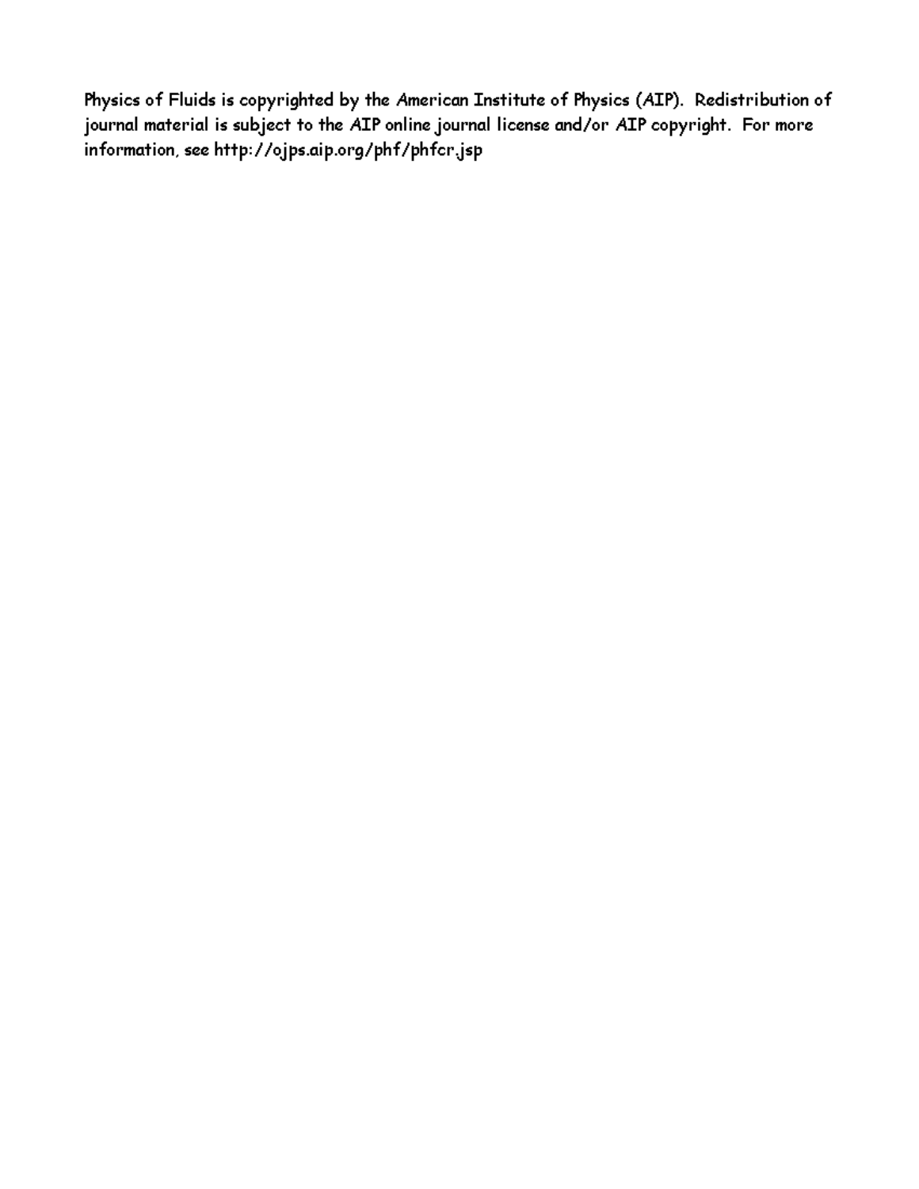Physics of Fluids is copyrighted by the American Institute of Physics (AIP). Redistribution of journal material is subject to the AIP online journal license and/or AIP copyright. For more information, see http://ojps.aip.org/phf/phfcr.jsp